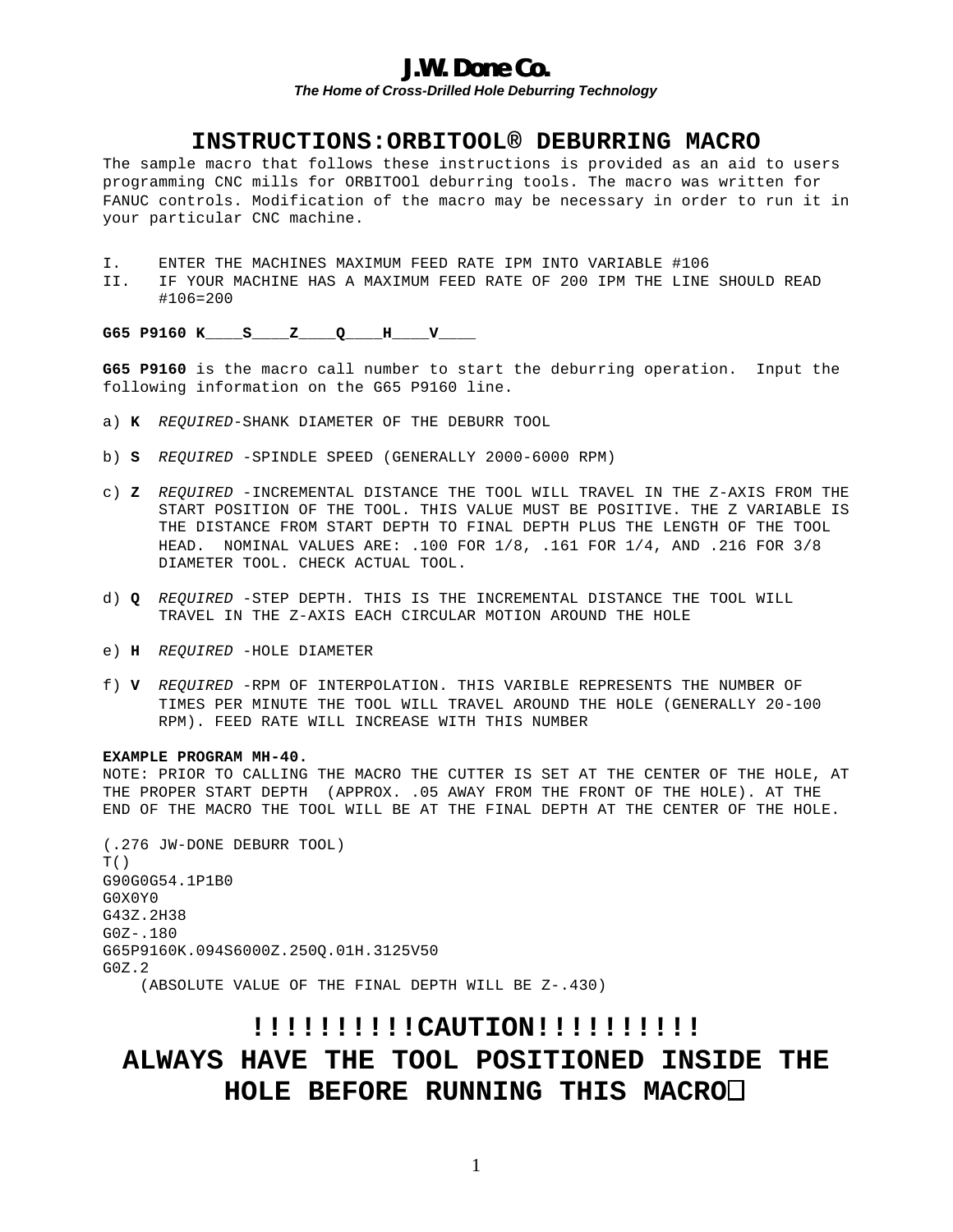# J.W. Done Co.

***The Home of Cross-Drilled Hole Deburring Technology***

## INSTRUCTIONS:ORBITOOL® DEBURRING MACRO

The sample macro that follows these instructions is provided as an aid to users programming CNC mills for ORBITOOl deburring tools. The macro was written for FANUC controls. Modification of the macro may be necessary in order to run it in your particular CNC machine.

I. ENTER THE MACHINES MAXIMUM FEED RATE IPM INTO VARIABLE #106

II. IF YOUR MACHINE HAS A MAXIMUM FEED RATE OF 200 IPM THE LINE SHOULD READ #106=200

**G65 P9160 K____S____Z____Q____H____V____**

**G65 P9160** is the macro call number to start the deburring operation. Input the following information on the G65 P9160 line.

a) **K** *REQUIRED*-SHANK DIAMETER OF THE DEBURR TOOL

b) **S** *REQUIRED* -SPINDLE SPEED (GENERALLY 2000-6000 RPM)

c) **Z** *REQUIRED* -INCREMENTAL DISTANCE THE TOOL WILL TRAVEL IN THE Z-AXIS FROM THE START POSITION OF THE TOOL. THIS VALUE MUST BE POSITIVE. THE Z VARIABLE IS THE DISTANCE FROM START DEPTH TO FINAL DEPTH PLUS THE LENGTH OF THE TOOL HEAD. NOMINAL VALUES ARE: .100 FOR 1/8, .161 FOR 1/4, AND .216 FOR 3/8 DIAMETER TOOL. CHECK ACTUAL TOOL.

d) **Q** *REQUIRED* -STEP DEPTH. THIS IS THE INCREMENTAL DISTANCE THE TOOL WILL TRAVEL IN THE Z-AXIS EACH CIRCULAR MOTION AROUND THE HOLE

e) **H** *REQUIRED* -HOLE DIAMETER

f) **V** *REQUIRED* -RPM OF INTERPOLATION. THIS VARIBLE REPRESENTS THE NUMBER OF TIMES PER MINUTE THE TOOL WILL TRAVEL AROUND THE HOLE (GENERALLY 20-100 RPM). FEED RATE WILL INCREASE WITH THIS NUMBER

**EXAMPLE PROGRAM MH-40.**

NOTE: PRIOR TO CALLING THE MACRO THE CUTTER IS SET AT THE CENTER OF THE HOLE, AT THE PROPER START DEPTH (APPROX. .05 AWAY FROM THE FRONT OF THE HOLE). AT THE END OF THE MACRO THE TOOL WILL BE AT THE FINAL DEPTH AT THE CENTER OF THE HOLE.

```
(.276 JW-DONE DEBURR TOOL)
T()
G90G0G54.1P1B0
G0X0Y0
G43Z.2H38
G0Z-.180
G65P9160K.094S6000Z.250Q.01H.3125V50
G0Z.2
    (ABSOLUTE VALUE OF THE FINAL DEPTH WILL BE Z-.430)
```

## !!!!!!!!!!CAUTION!!!!!!!!!!

## ALWAYS HAVE THE TOOL POSITIONED INSIDE THE HOLE BEFORE RUNNING THIS MACRO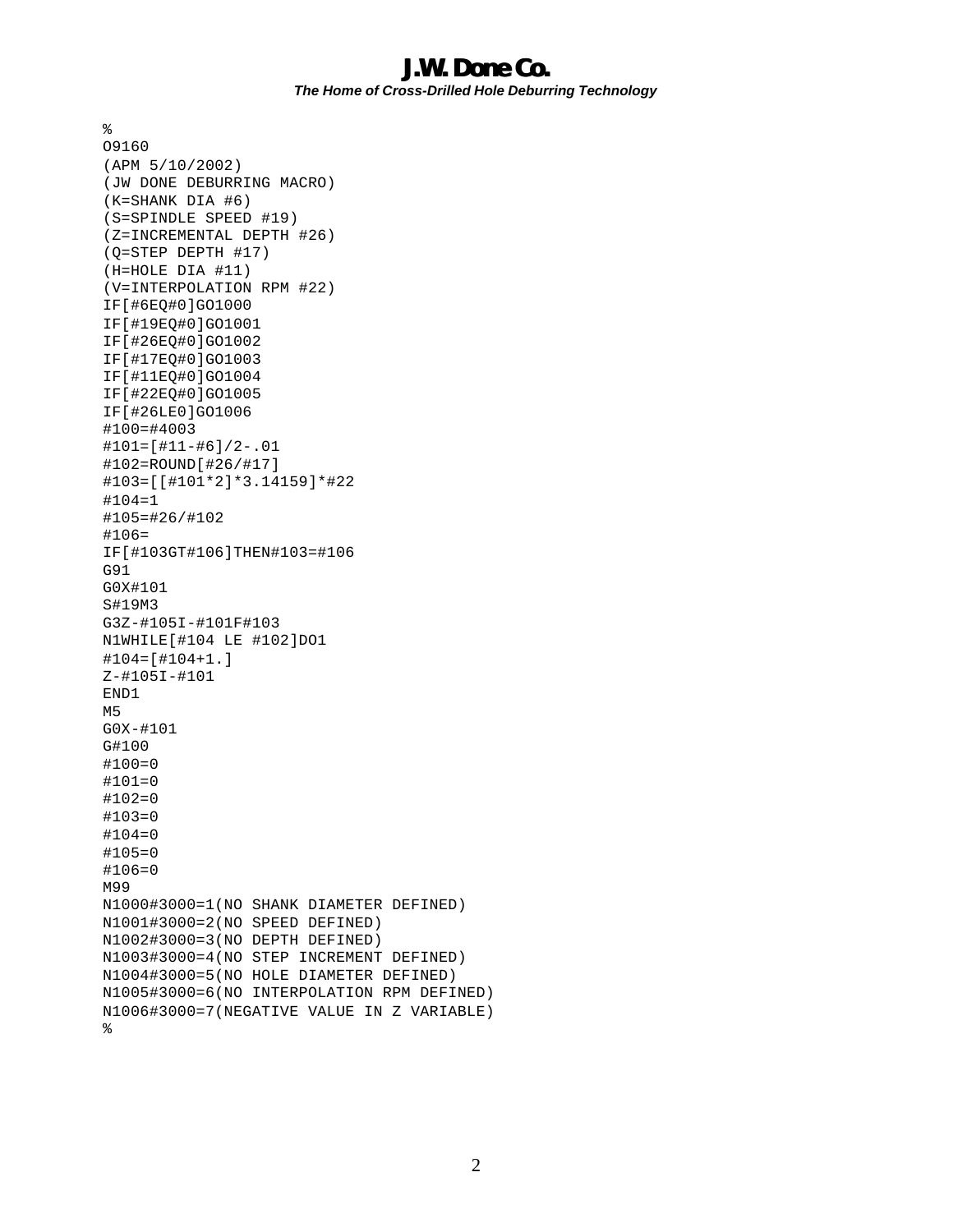```
%
O9160
(APM 5/10/2002)
(JW DONE DEBURRING MACRO)
(K=SHANK DIA #6)
(S=SPINDLE SPEED #19)
(Z=INCREMENTAL DEPTH #26)
(Q=STEP DEPTH #17)
(H=HOLE DIA #11)
(V=INTERPOLATION RPM #22)
IF[#6EQ#0]GO1000
IF[#19EQ#0]GO1001
IF[#26EQ#0]GO1002
IF[#17EQ#0]GO1003
IF[#11EQ#0]GO1004
IF[#22EQ#0]GO1005
IF[#26LE0]GO1006
#100=#4003
#101=[#11-#6]/2-.01
#102=ROUND[#26/#17]
#103=[[#101*2]*3.14159]*#22
#104=1
#105=#26/#102
#106=
IF[#103GT#106]THEN#103=#106
G91
G0X#101
S#19M3
G3Z-#105I-#101F#103
N1WHILE[#104 LE #102]DO1
#104=[#104+1.]
Z-#105I-#101
END1
M5
G0X-#101
G#100
#100=0
#101=0
#102=0
#103=0
#104=0
#105=0
#106=0
M99
N1000#3000=1(NO SHANK DIAMETER DEFINED)
N1001#3000=2(NO SPEED DEFINED)
N1002#3000=3(NO DEPTH DEFINED)
N1003#3000=4(NO STEP INCREMENT DEFINED)
N1004#3000=5(NO HOLE DIAMETER DEFINED)
N1005#3000=6(NO INTERPOLATION RPM DEFINED)
N1006#3000=7(NEGATIVE VALUE IN Z VARIABLE)
%
```